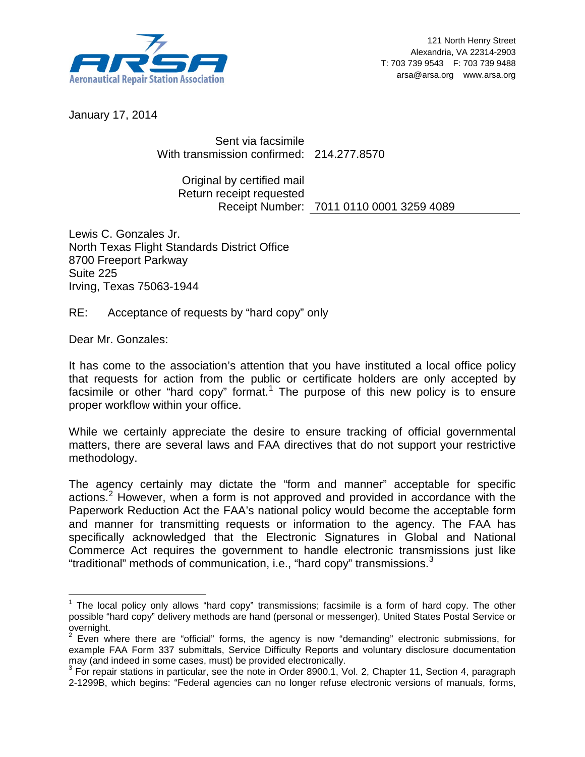**ARSA**
**Aeronautical Repair Station Association**

121 North Henry Street
Alexandria, VA 22314-2903
T: 703 739 9543 F: 703 739 9488
arsa@arsa.org www.arsa.org

January 17, 2014

Sent via facsimile
With transmission confirmed: 214.277.8570

Original by certified mail
Return receipt requested
Receipt Number: 7011 0110 0001 3259 4089

Lewis C. Gonzales Jr.
North Texas Flight Standards District Office
8700 Freeport Parkway
Suite 225
Irving, Texas 75063-1944

RE: Acceptance of requests by "hard copy" only

Dear Mr. Gonzales:

It has come to the association's attention that you have instituted a local office policy that requests for action from the public or certificate holders are only accepted by facsimile or other "hard copy" format.[1] The purpose of this new policy is to ensure proper workflow within your office.

While we certainly appreciate the desire to ensure tracking of official governmental matters, there are several laws and FAA directives that do not support your restrictive methodology.

The agency certainly may dictate the "form and manner" acceptable for specific actions.[2] However, when a form is not approved and provided in accordance with the Paperwork Reduction Act the FAA's national policy would become the acceptable form and manner for transmitting requests or information to the agency. The FAA has specifically acknowledged that the Electronic Signatures in Global and National Commerce Act requires the government to handle electronic transmissions just like "traditional" methods of communication, i.e., "hard copy" transmissions.[3]

---

[1] The local policy only allows "hard copy" transmissions; facsimile is a form of hard copy. The other possible "hard copy" delivery methods are hand (personal or messenger), United States Postal Service or overnight.

[2] Even where there are "official" forms, the agency is now "demanding" electronic submissions, for example FAA Form 337 submittals, Service Difficulty Reports and voluntary disclosure documentation may (and indeed in some cases, must) be provided electronically.

[3] For repair stations in particular, see the note in Order 8900.1, Vol. 2, Chapter 11, Section 4, paragraph 2-1299B, which begins: "Federal agencies can no longer refuse electronic versions of manuals, forms,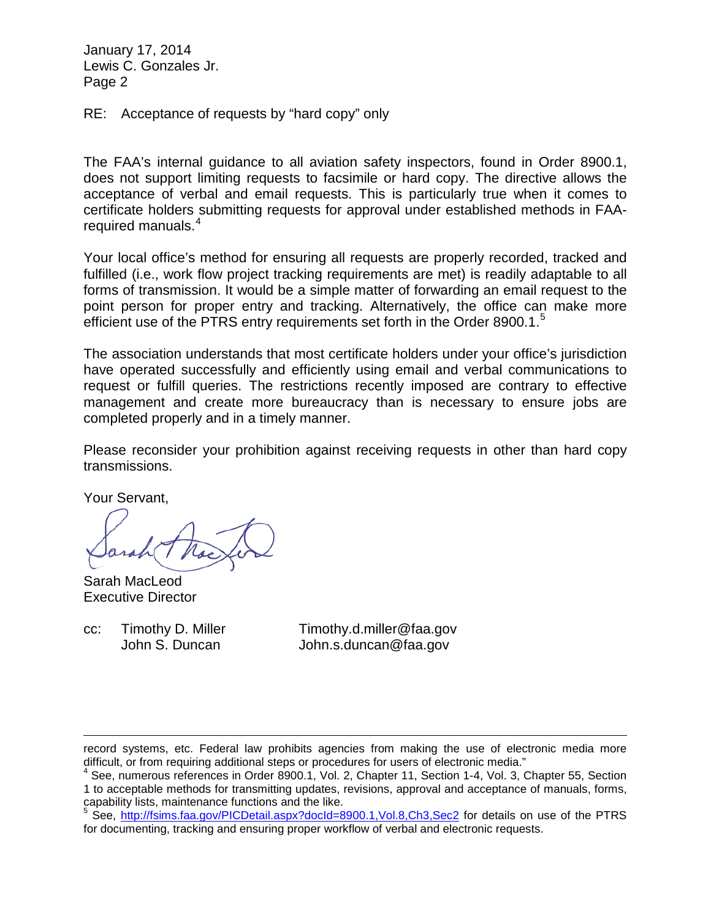RE: Acceptance of requests by "hard copy" only

The FAA's internal guidance to all aviation safety inspectors, found in Order 8900.1, does not support limiting requests to facsimile or hard copy. The directive allows the acceptance of verbal and email requests. This is particularly true when it comes to certificate holders submitting requests for approval under established methods in FAA-required manuals.[4]

Your local office's method for ensuring all requests are properly recorded, tracked and fulfilled (i.e., work flow project tracking requirements are met) is readily adaptable to all forms of transmission. It would be a simple matter of forwarding an email request to the point person for proper entry and tracking. Alternatively, the office can make more efficient use of the PTRS entry requirements set forth in the Order 8900.1.[5]

The association understands that most certificate holders under your office's jurisdiction have operated successfully and efficiently using email and verbal communications to request or fulfill queries. The restrictions recently imposed are contrary to effective management and create more bureaucracy than is necessary to ensure jobs are completed properly and in a timely manner.

Please reconsider your prohibition against receiving requests in other than hard copy transmissions.

Your Servant,

Sarah MacLeod
Executive Director

cc: Timothy D. Miller Timothy.d.miller@faa.gov
John S. Duncan John.s.duncan@faa.gov

---

record systems, etc. Federal law prohibits agencies from making the use of electronic media more difficult, or from requiring additional steps or procedures for users of electronic media."

[4] See, numerous references in Order 8900.1, Vol. 2, Chapter 11, Section 1-4, Vol. 3, Chapter 55, Section 1 to acceptable methods for transmitting updates, revisions, approval and acceptance of manuals, forms, capability lists, maintenance functions and the like.

[5] See, http://fsims.faa.gov/PICDetail.aspx?docId=8900.1,Vol.8,Ch3,Sec2 for details on use of the PTRS for documenting, tracking and ensuring proper workflow of verbal and electronic requests.